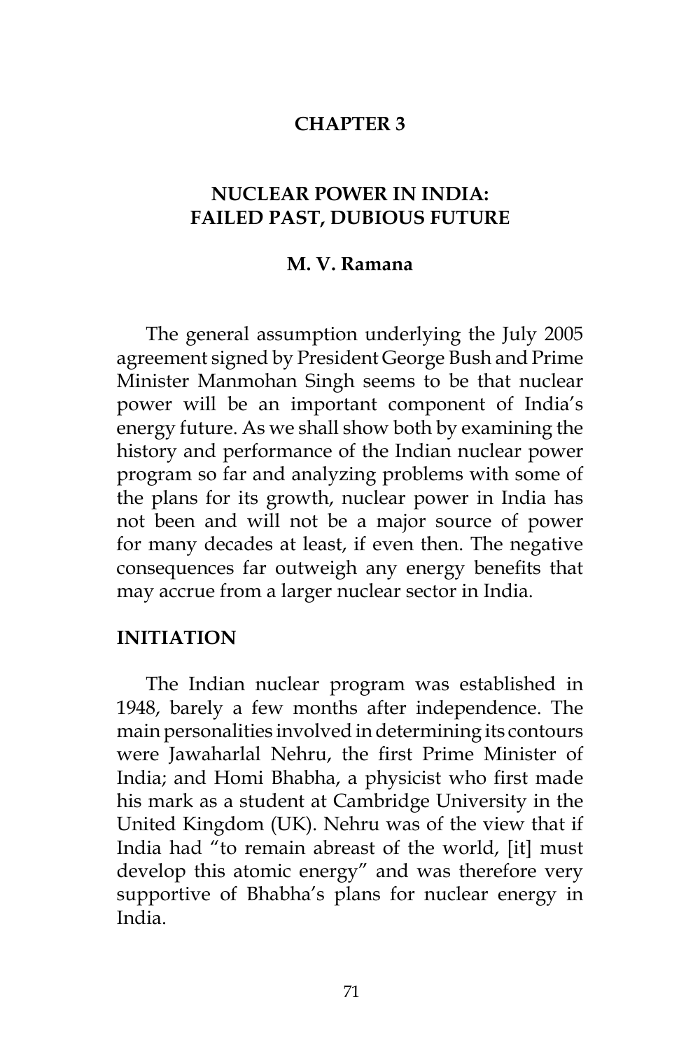# CHAPTER 3

## NUCLEAR POWER IN INDIA: FAILED PAST, DUBIOUS FUTURE

**M. V. Ramana**

The general assumption underlying the July 2005 agreement signed by President George Bush and Prime Minister Manmohan Singh seems to be that nuclear power will be an important component of India's energy future. As we shall show both by examining the history and performance of the Indian nuclear power program so far and analyzing problems with some of the plans for its growth, nuclear power in India has not been and will not be a major source of power for many decades at least, if even then. The negative consequences far outweigh any energy benefits that may accrue from a larger nuclear sector in India.

### INITIATION

The Indian nuclear program was established in 1948, barely a few months after independence. The main personalities involved in determining its contours were Jawaharlal Nehru, the first Prime Minister of India; and Homi Bhabha, a physicist who first made his mark as a student at Cambridge University in the United Kingdom (UK). Nehru was of the view that if India had "to remain abreast of the world, [it] must develop this atomic energy" and was therefore very supportive of Bhabha's plans for nuclear energy in India.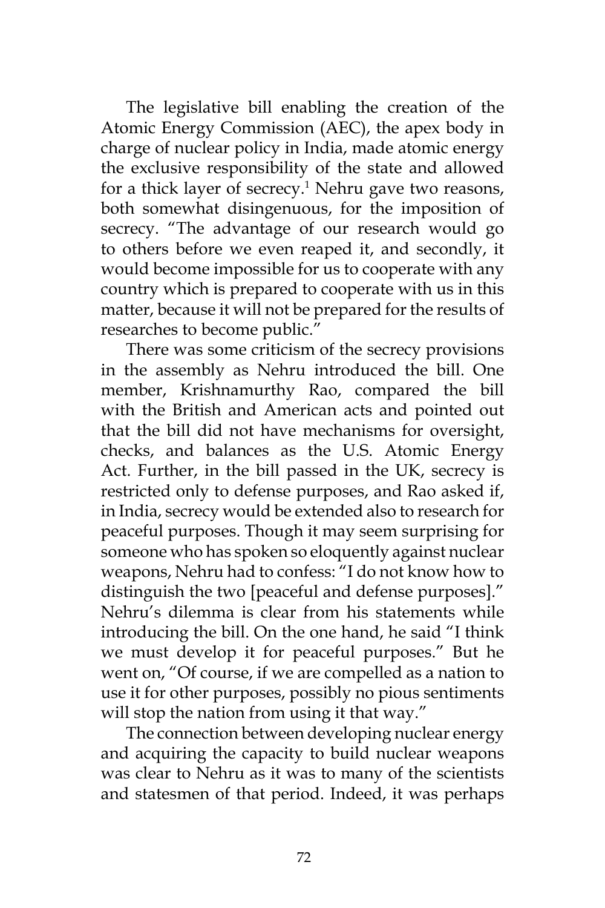The legislative bill enabling the creation of the Atomic Energy Commission (AEC), the apex body in charge of nuclear policy in India, made atomic energy the exclusive responsibility of the state and allowed for a thick layer of secrecy.[1] Nehru gave two reasons, both somewhat disingenuous, for the imposition of secrecy. "The advantage of our research would go to others before we even reaped it, and secondly, it would become impossible for us to cooperate with any country which is prepared to cooperate with us in this matter, because it will not be prepared for the results of researches to become public."

There was some criticism of the secrecy provisions in the assembly as Nehru introduced the bill. One member, Krishnamurthy Rao, compared the bill with the British and American acts and pointed out that the bill did not have mechanisms for oversight, checks, and balances as the U.S. Atomic Energy Act. Further, in the bill passed in the UK, secrecy is restricted only to defense purposes, and Rao asked if, in India, secrecy would be extended also to research for peaceful purposes. Though it may seem surprising for someone who has spoken so eloquently against nuclear weapons, Nehru had to confess: "I do not know how to distinguish the two [peaceful and defense purposes]." Nehru's dilemma is clear from his statements while introducing the bill. On the one hand, he said "I think we must develop it for peaceful purposes." But he went on, "Of course, if we are compelled as a nation to use it for other purposes, possibly no pious sentiments will stop the nation from using it that way."

The connection between developing nuclear energy and acquiring the capacity to build nuclear weapons was clear to Nehru as it was to many of the scientists and statesmen of that period. Indeed, it was perhaps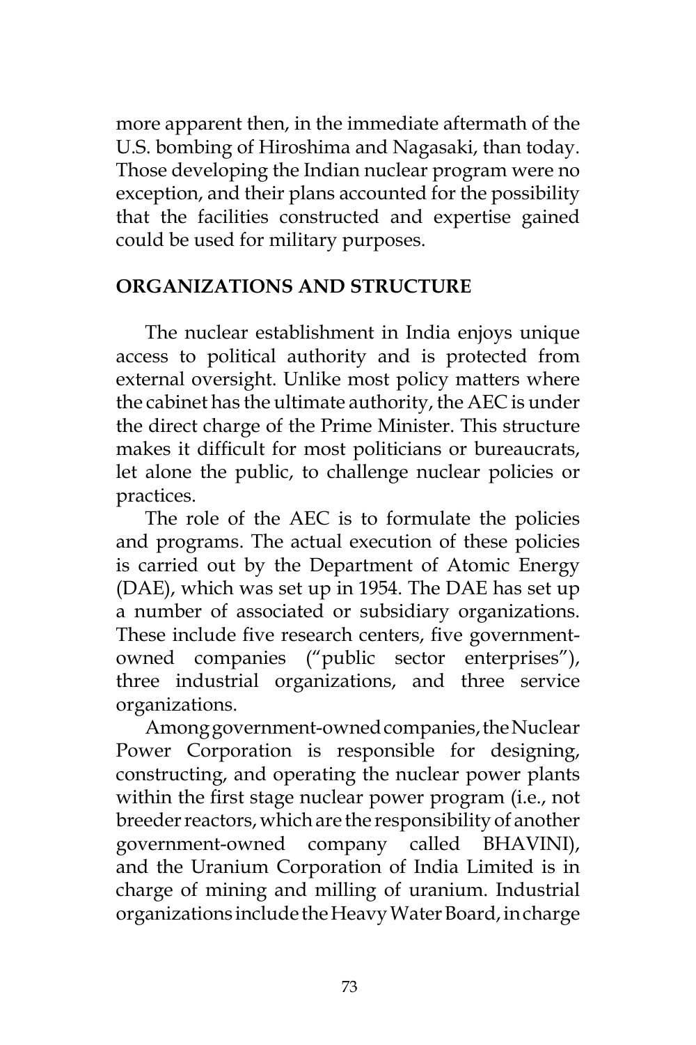more apparent then, in the immediate aftermath of the U.S. bombing of Hiroshima and Nagasaki, than today. Those developing the Indian nuclear program were no exception, and their plans accounted for the possibility that the facilities constructed and expertise gained could be used for military purposes.

## ORGANIZATIONS AND STRUCTURE

The nuclear establishment in India enjoys unique access to political authority and is protected from external oversight. Unlike most policy matters where the cabinet has the ultimate authority, the AEC is under the direct charge of the Prime Minister. This structure makes it difficult for most politicians or bureaucrats, let alone the public, to challenge nuclear policies or practices.

The role of the AEC is to formulate the policies and programs. The actual execution of these policies is carried out by the Department of Atomic Energy (DAE), which was set up in 1954. The DAE has set up a number of associated or subsidiary organizations. These include five research centers, five government-owned companies ("public sector enterprises"), three industrial organizations, and three service organizations.

Among government-owned companies, the Nuclear Power Corporation is responsible for designing, constructing, and operating the nuclear power plants within the first stage nuclear power program (i.e., not breeder reactors, which are the responsibility of another government-owned company called BHAVINI), and the Uranium Corporation of India Limited is in charge of mining and milling of uranium. Industrial organizations include the Heavy Water Board, in charge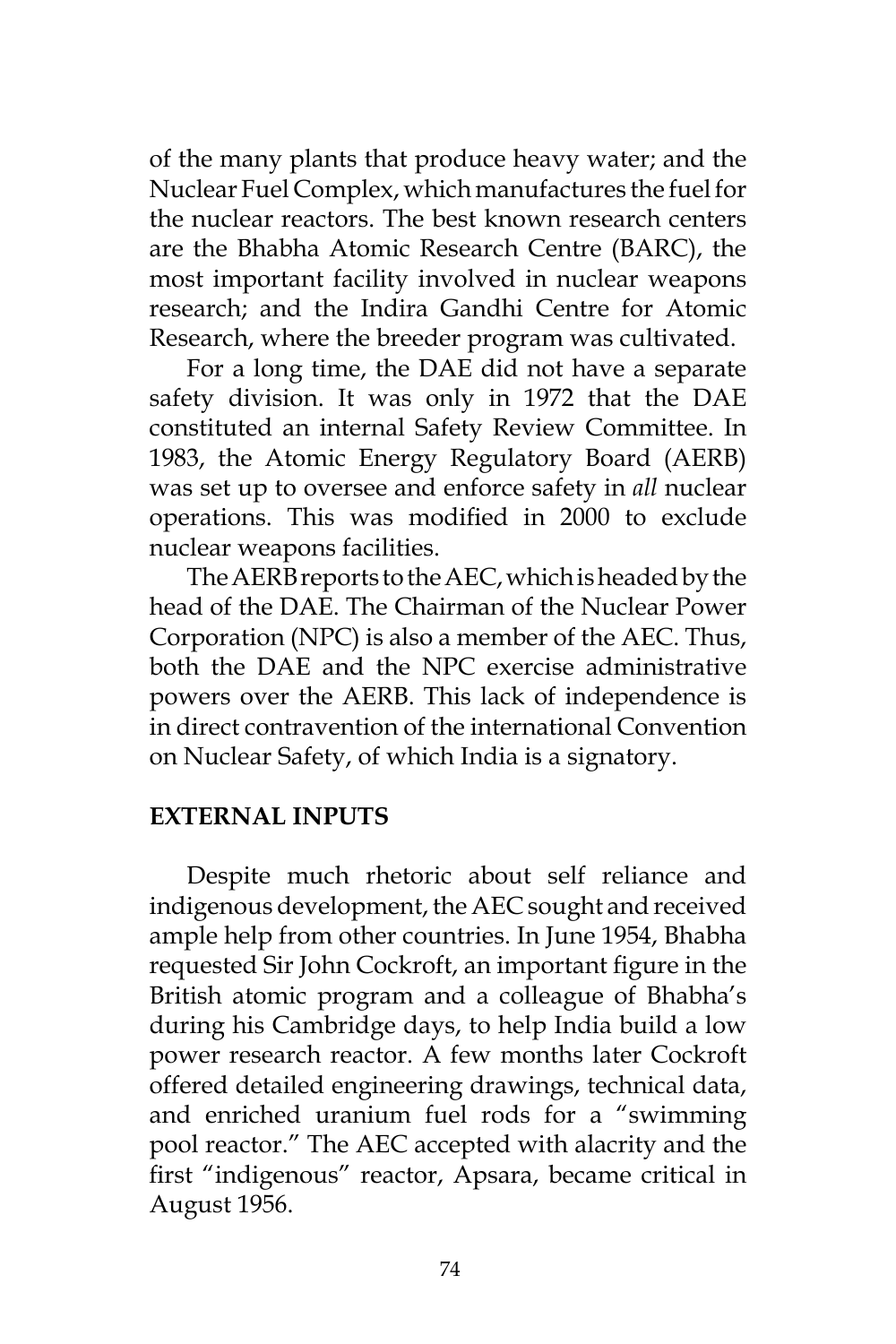of the many plants that produce heavy water; and the Nuclear Fuel Complex, which manufactures the fuel for the nuclear reactors. The best known research centers are the Bhabha Atomic Research Centre (BARC), the most important facility involved in nuclear weapons research; and the Indira Gandhi Centre for Atomic Research, where the breeder program was cultivated.

For a long time, the DAE did not have a separate safety division. It was only in 1972 that the DAE constituted an internal Safety Review Committee. In 1983, the Atomic Energy Regulatory Board (AERB) was set up to oversee and enforce safety in *all* nuclear operations. This was modified in 2000 to exclude nuclear weapons facilities.

The AERB reports to the AEC, which is headed by the head of the DAE. The Chairman of the Nuclear Power Corporation (NPC) is also a member of the AEC. Thus, both the DAE and the NPC exercise administrative powers over the AERB. This lack of independence is in direct contravention of the international Convention on Nuclear Safety, of which India is a signatory.

## EXTERNAL INPUTS

Despite much rhetoric about self reliance and indigenous development, the AEC sought and received ample help from other countries. In June 1954, Bhabha requested Sir John Cockroft, an important figure in the British atomic program and a colleague of Bhabha's during his Cambridge days, to help India build a low power research reactor. A few months later Cockroft offered detailed engineering drawings, technical data, and enriched uranium fuel rods for a "swimming pool reactor." The AEC accepted with alacrity and the first "indigenous" reactor, Apsara, became critical in August 1956.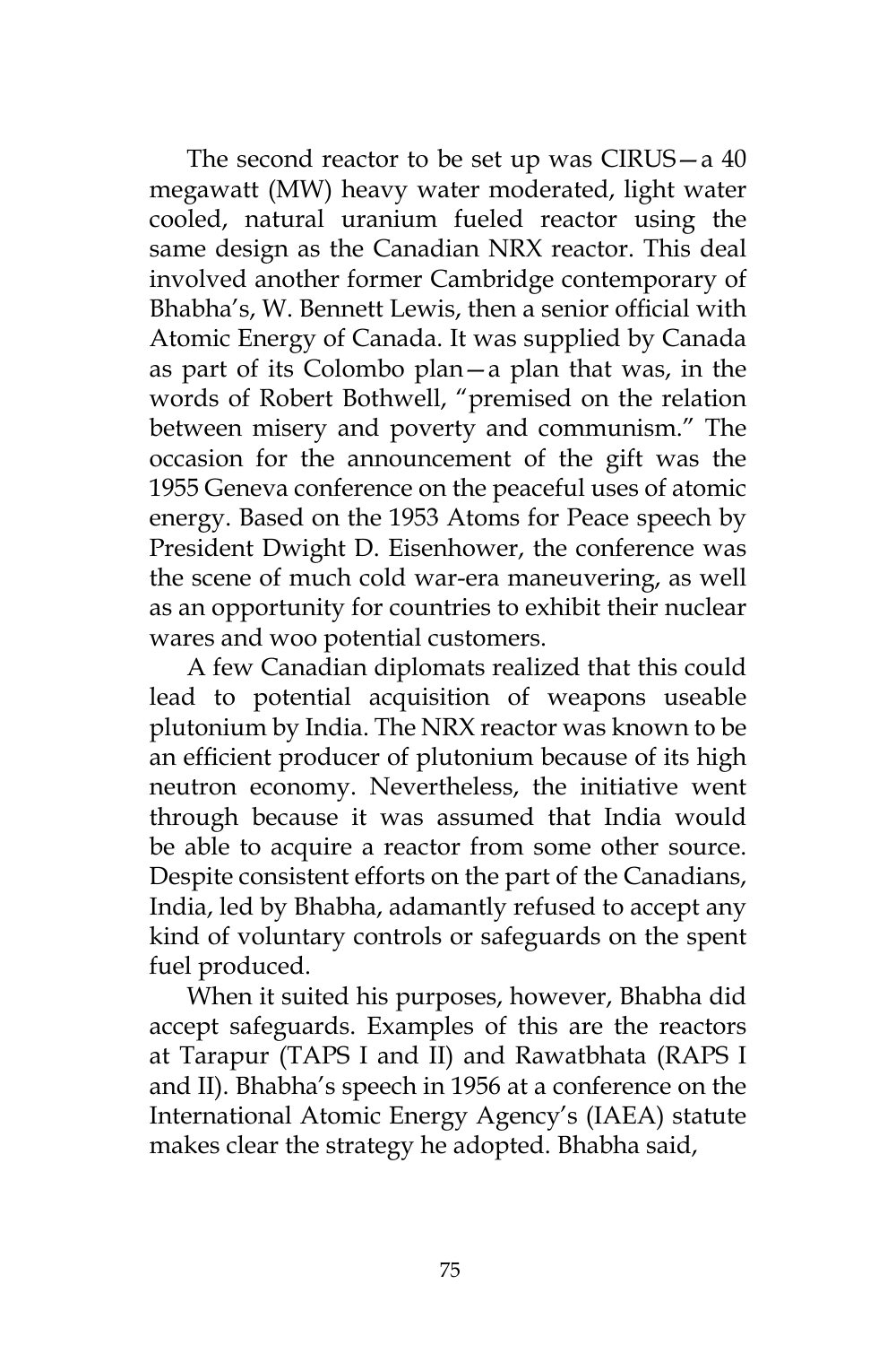The second reactor to be set up was CIRUS—a 40 megawatt (MW) heavy water moderated, light water cooled, natural uranium fueled reactor using the same design as the Canadian NRX reactor. This deal involved another former Cambridge contemporary of Bhabha's, W. Bennett Lewis, then a senior official with Atomic Energy of Canada. It was supplied by Canada as part of its Colombo plan—a plan that was, in the words of Robert Bothwell, "premised on the relation between misery and poverty and communism." The occasion for the announcement of the gift was the 1955 Geneva conference on the peaceful uses of atomic energy. Based on the 1953 Atoms for Peace speech by President Dwight D. Eisenhower, the conference was the scene of much cold war-era maneuvering, as well as an opportunity for countries to exhibit their nuclear wares and woo potential customers.

A few Canadian diplomats realized that this could lead to potential acquisition of weapons useable plutonium by India. The NRX reactor was known to be an efficient producer of plutonium because of its high neutron economy. Nevertheless, the initiative went through because it was assumed that India would be able to acquire a reactor from some other source. Despite consistent efforts on the part of the Canadians, India, led by Bhabha, adamantly refused to accept any kind of voluntary controls or safeguards on the spent fuel produced.

When it suited his purposes, however, Bhabha did accept safeguards. Examples of this are the reactors at Tarapur (TAPS I and II) and Rawatbhata (RAPS I and II). Bhabha's speech in 1956 at a conference on the International Atomic Energy Agency's (IAEA) statute makes clear the strategy he adopted. Bhabha said,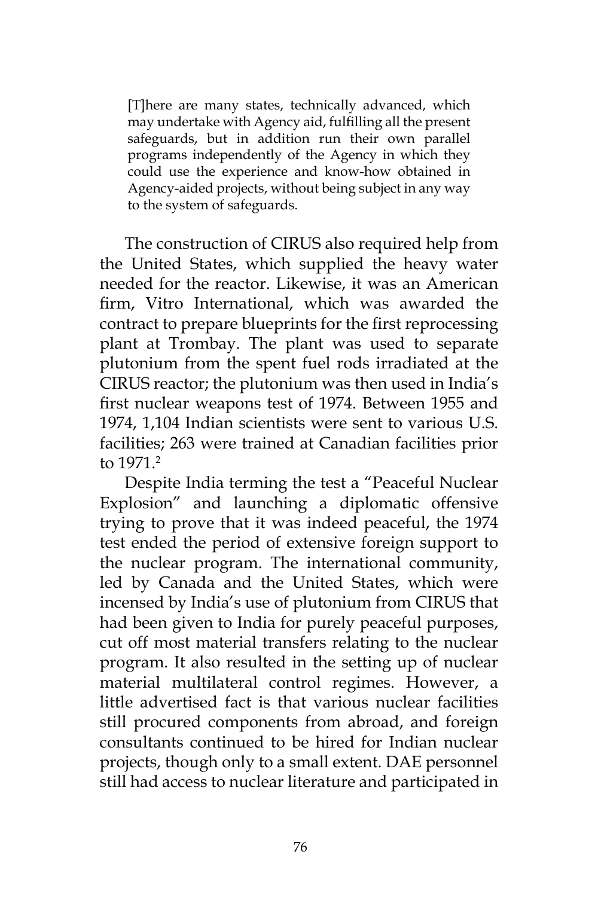> [T]here are many states, technically advanced, which may undertake with Agency aid, fulfilling all the present safeguards, but in addition run their own parallel programs independently of the Agency in which they could use the experience and know-how obtained in Agency-aided projects, without being subject in any way to the system of safeguards.

The construction of CIRUS also required help from the United States, which supplied the heavy water needed for the reactor. Likewise, it was an American firm, Vitro International, which was awarded the contract to prepare blueprints for the first reprocessing plant at Trombay. The plant was used to separate plutonium from the spent fuel rods irradiated at the CIRUS reactor; the plutonium was then used in India's first nuclear weapons test of 1974. Between 1955 and 1974, 1,104 Indian scientists were sent to various U.S. facilities; 263 were trained at Canadian facilities prior to 1971.[2]

Despite India terming the test a "Peaceful Nuclear Explosion" and launching a diplomatic offensive trying to prove that it was indeed peaceful, the 1974 test ended the period of extensive foreign support to the nuclear program. The international community, led by Canada and the United States, which were incensed by India's use of plutonium from CIRUS that had been given to India for purely peaceful purposes, cut off most material transfers relating to the nuclear program. It also resulted in the setting up of nuclear material multilateral control regimes. However, a little advertised fact is that various nuclear facilities still procured components from abroad, and foreign consultants continued to be hired for Indian nuclear projects, though only to a small extent. DAE personnel still had access to nuclear literature and participated in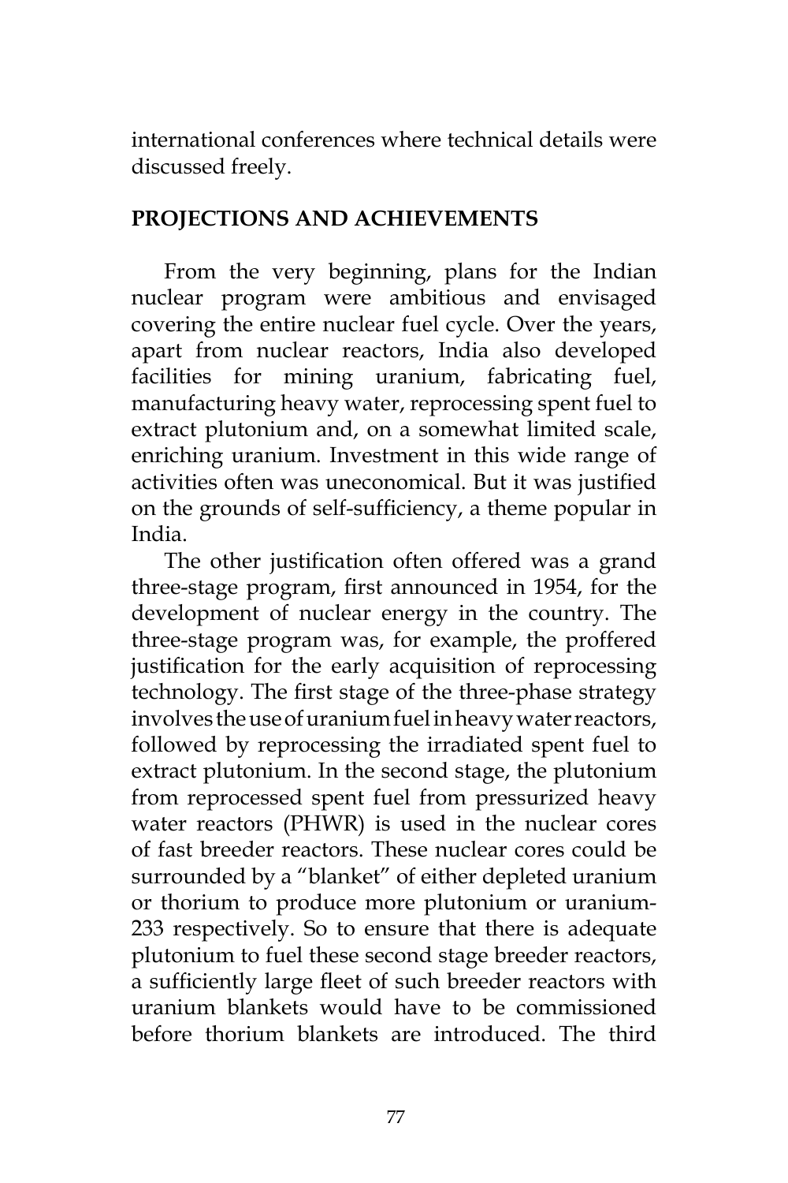international conferences where technical details were discussed freely.

## PROJECTIONS AND ACHIEVEMENTS

From the very beginning, plans for the Indian nuclear program were ambitious and envisaged covering the entire nuclear fuel cycle. Over the years, apart from nuclear reactors, India also developed facilities for mining uranium, fabricating fuel, manufacturing heavy water, reprocessing spent fuel to extract plutonium and, on a somewhat limited scale, enriching uranium. Investment in this wide range of activities often was uneconomical. But it was justified on the grounds of self-sufficiency, a theme popular in India.

The other justification often offered was a grand three-stage program, first announced in 1954, for the development of nuclear energy in the country. The three-stage program was, for example, the proffered justification for the early acquisition of reprocessing technology. The first stage of the three-phase strategy involves the use of uranium fuel in heavy water reactors, followed by reprocessing the irradiated spent fuel to extract plutonium. In the second stage, the plutonium from reprocessed spent fuel from pressurized heavy water reactors (PHWR) is used in the nuclear cores of fast breeder reactors. These nuclear cores could be surrounded by a "blanket" of either depleted uranium or thorium to produce more plutonium or uranium-233 respectively. So to ensure that there is adequate plutonium to fuel these second stage breeder reactors, a sufficiently large fleet of such breeder reactors with uranium blankets would have to be commissioned before thorium blankets are introduced. The third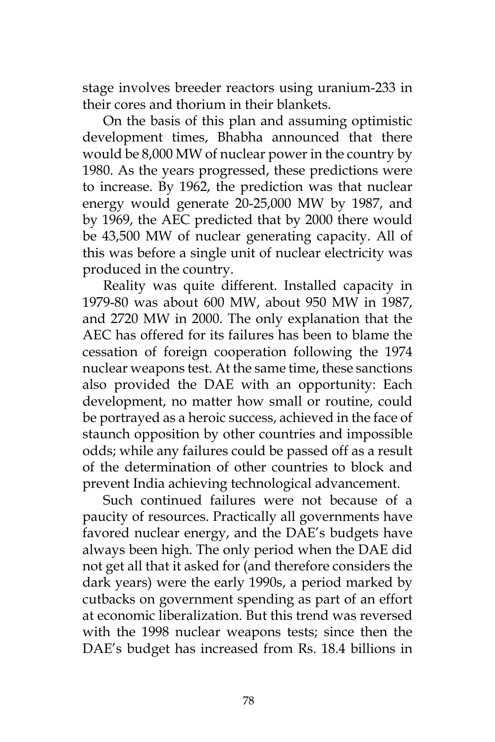stage involves breeder reactors using uranium-233 in their cores and thorium in their blankets.

On the basis of this plan and assuming optimistic development times, Bhabha announced that there would be 8,000 MW of nuclear power in the country by 1980. As the years progressed, these predictions were to increase. By 1962, the prediction was that nuclear energy would generate 20-25,000 MW by 1987, and by 1969, the AEC predicted that by 2000 there would be 43,500 MW of nuclear generating capacity. All of this was before a single unit of nuclear electricity was produced in the country.

Reality was quite different. Installed capacity in 1979-80 was about 600 MW, about 950 MW in 1987, and 2720 MW in 2000. The only explanation that the AEC has offered for its failures has been to blame the cessation of foreign cooperation following the 1974 nuclear weapons test. At the same time, these sanctions also provided the DAE with an opportunity: Each development, no matter how small or routine, could be portrayed as a heroic success, achieved in the face of staunch opposition by other countries and impossible odds; while any failures could be passed off as a result of the determination of other countries to block and prevent India achieving technological advancement.

Such continued failures were not because of a paucity of resources. Practically all governments have favored nuclear energy, and the DAE's budgets have always been high. The only period when the DAE did not get all that it asked for (and therefore considers the dark years) were the early 1990s, a period marked by cutbacks on government spending as part of an effort at economic liberalization. But this trend was reversed with the 1998 nuclear weapons tests; since then the DAE's budget has increased from Rs. 18.4 billions in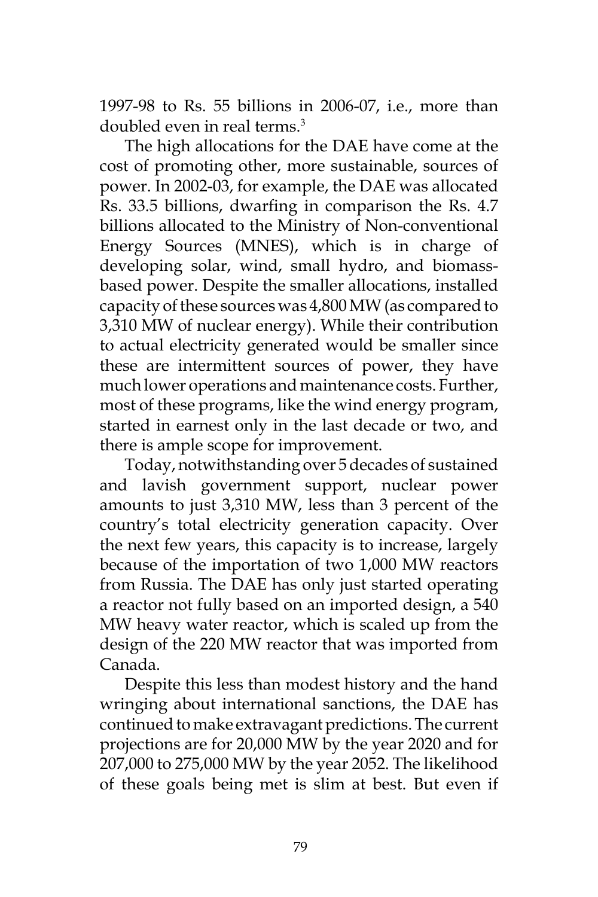1997-98 to Rs. 55 billions in 2006-07, i.e., more than doubled even in real terms.[3]

The high allocations for the DAE have come at the cost of promoting other, more sustainable, sources of power. In 2002-03, for example, the DAE was allocated Rs. 33.5 billions, dwarfing in comparison the Rs. 4.7 billions allocated to the Ministry of Non-conventional Energy Sources (MNES), which is in charge of developing solar, wind, small hydro, and biomass-based power. Despite the smaller allocations, installed capacity of these sources was 4,800 MW (as compared to 3,310 MW of nuclear energy). While their contribution to actual electricity generated would be smaller since these are intermittent sources of power, they have much lower operations and maintenance costs. Further, most of these programs, like the wind energy program, started in earnest only in the last decade or two, and there is ample scope for improvement.

Today, notwithstanding over 5 decades of sustained and lavish government support, nuclear power amounts to just 3,310 MW, less than 3 percent of the country's total electricity generation capacity. Over the next few years, this capacity is to increase, largely because of the importation of two 1,000 MW reactors from Russia. The DAE has only just started operating a reactor not fully based on an imported design, a 540 MW heavy water reactor, which is scaled up from the design of the 220 MW reactor that was imported from Canada.

Despite this less than modest history and the hand wringing about international sanctions, the DAE has continued to make extravagant predictions. The current projections are for 20,000 MW by the year 2020 and for 207,000 to 275,000 MW by the year 2052. The likelihood of these goals being met is slim at best. But even if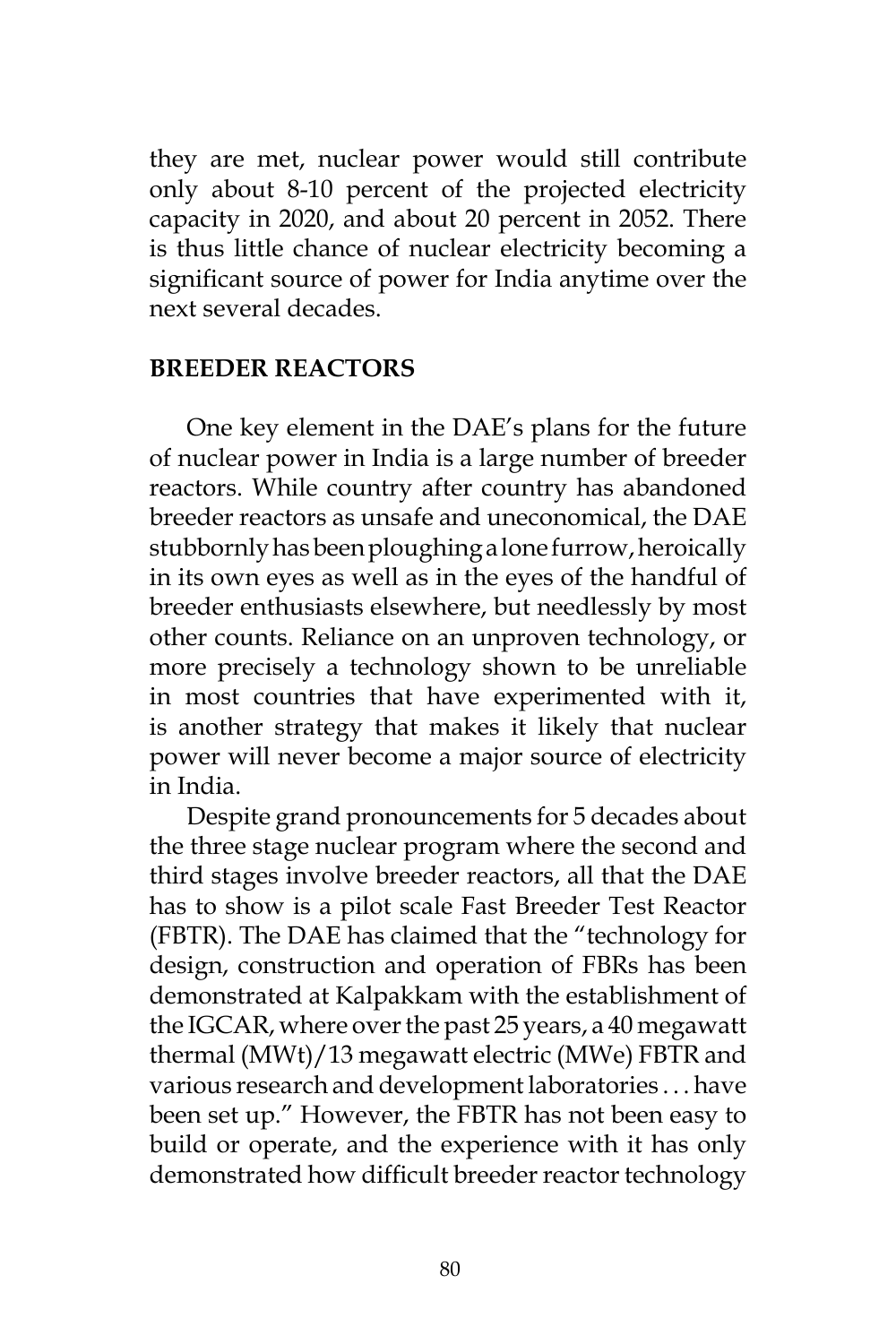they are met, nuclear power would still contribute only about 8-10 percent of the projected electricity capacity in 2020, and about 20 percent in 2052. There is thus little chance of nuclear electricity becoming a significant source of power for India anytime over the next several decades.

## BREEDER REACTORS

One key element in the DAE's plans for the future of nuclear power in India is a large number of breeder reactors. While country after country has abandoned breeder reactors as unsafe and uneconomical, the DAE stubbornly has been ploughing a lone furrow, heroically in its own eyes as well as in the eyes of the handful of breeder enthusiasts elsewhere, but needlessly by most other counts. Reliance on an unproven technology, or more precisely a technology shown to be unreliable in most countries that have experimented with it, is another strategy that makes it likely that nuclear power will never become a major source of electricity in India.

Despite grand pronouncements for 5 decades about the three stage nuclear program where the second and third stages involve breeder reactors, all that the DAE has to show is a pilot scale Fast Breeder Test Reactor (FBTR). The DAE has claimed that the "technology for design, construction and operation of FBRs has been demonstrated at Kalpakkam with the establishment of the IGCAR, where over the past 25 years, a 40 megawatt thermal (MWt)/13 megawatt electric (MWe) FBTR and various research and development laboratories . . . have been set up." However, the FBTR has not been easy to build or operate, and the experience with it has only demonstrated how difficult breeder reactor technology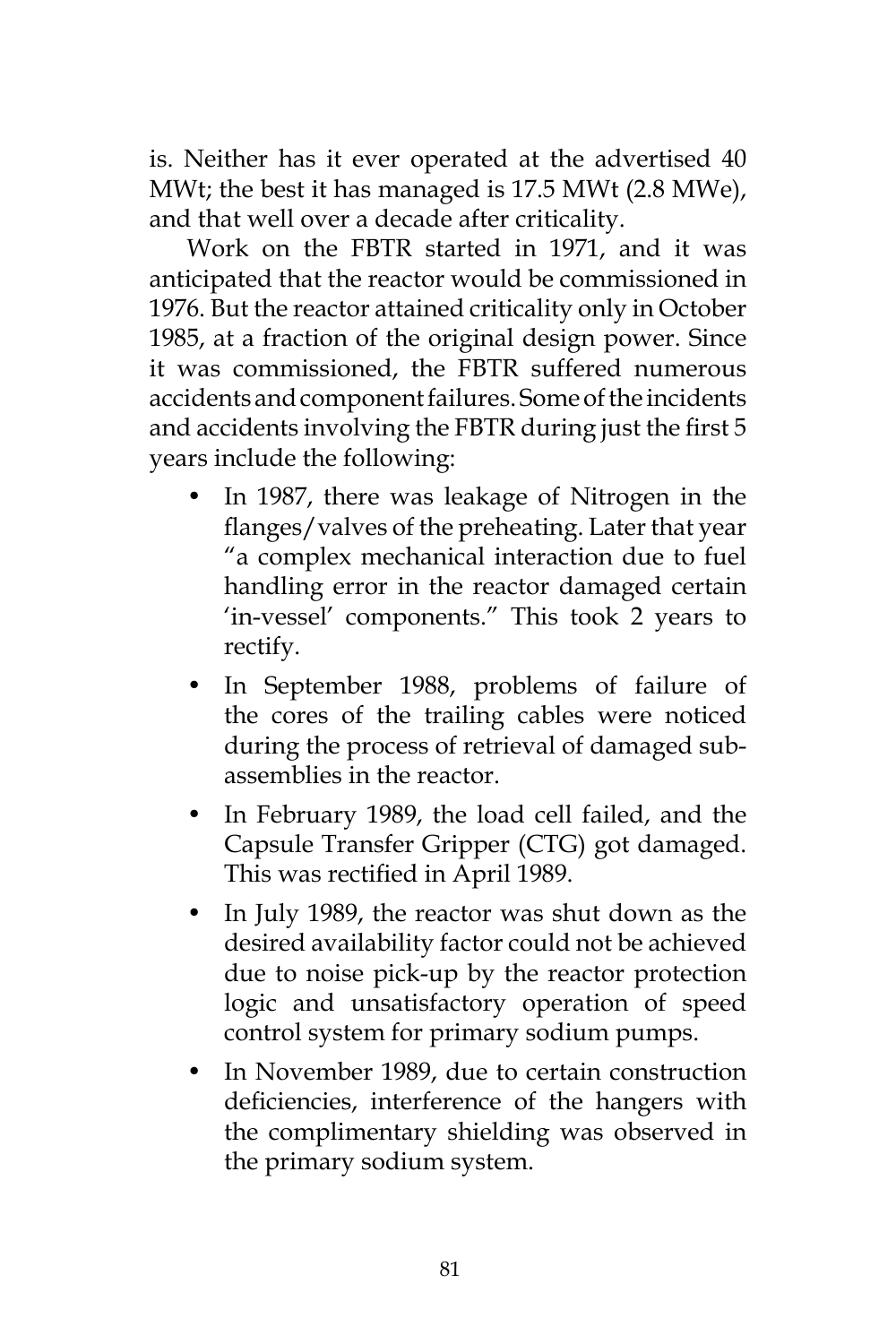is. Neither has it ever operated at the advertised 40 MWt; the best it has managed is 17.5 MWt (2.8 MWe), and that well over a decade after criticality.

Work on the FBTR started in 1971, and it was anticipated that the reactor would be commissioned in 1976. But the reactor attained criticality only in October 1985, at a fraction of the original design power. Since it was commissioned, the FBTR suffered numerous accidents and component failures. Some of the incidents and accidents involving the FBTR during just the first 5 years include the following:

- In 1987, there was leakage of Nitrogen in the flanges/valves of the preheating. Later that year "a complex mechanical interaction due to fuel handling error in the reactor damaged certain 'in-vessel' components." This took 2 years to rectify.
- In September 1988, problems of failure of the cores of the trailing cables were noticed during the process of retrieval of damaged sub-assemblies in the reactor.
- In February 1989, the load cell failed, and the Capsule Transfer Gripper (CTG) got damaged. This was rectified in April 1989.
- In July 1989, the reactor was shut down as the desired availability factor could not be achieved due to noise pick-up by the reactor protection logic and unsatisfactory operation of speed control system for primary sodium pumps.
- In November 1989, due to certain construction deficiencies, interference of the hangers with the complimentary shielding was observed in the primary sodium system.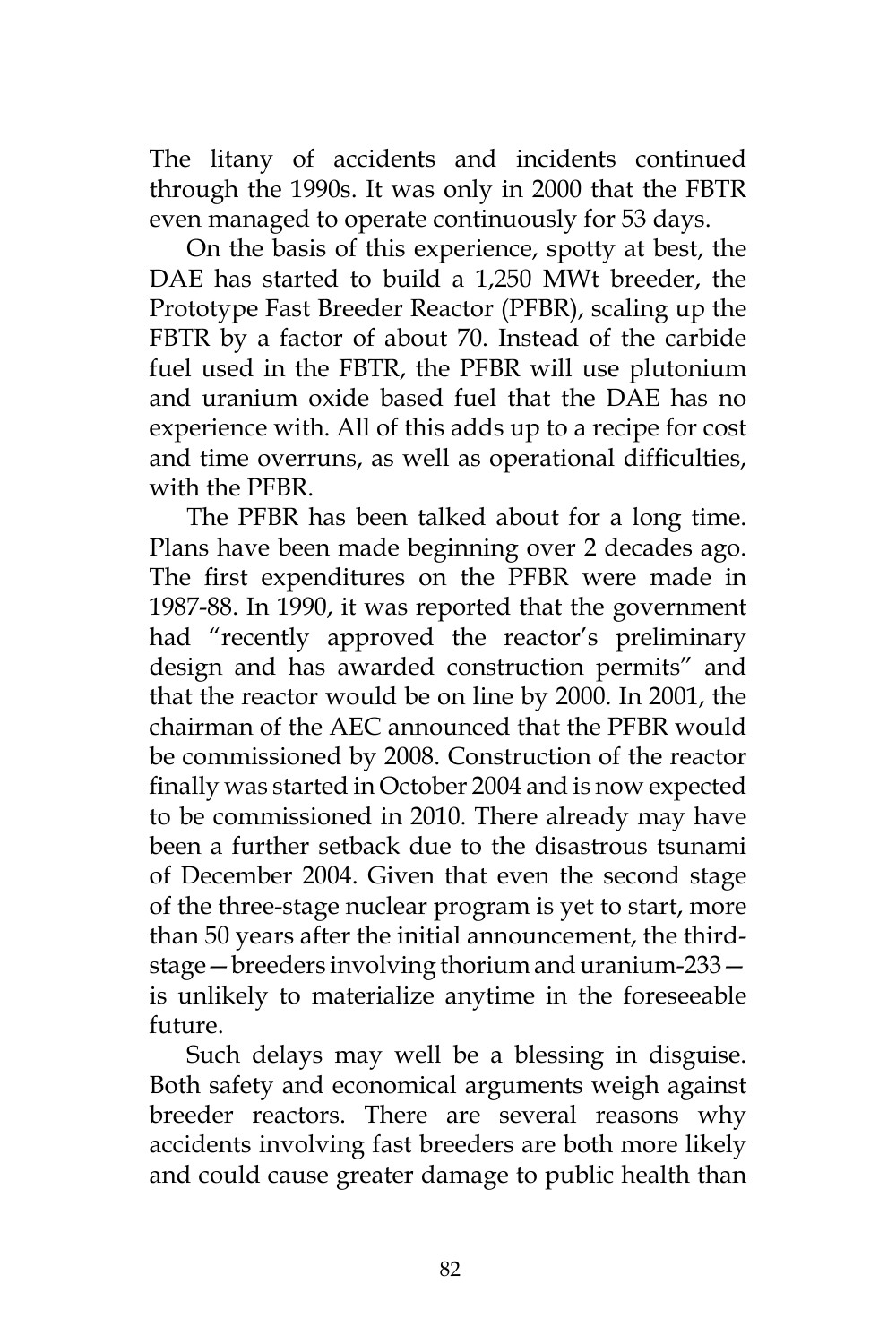The litany of accidents and incidents continued through the 1990s. It was only in 2000 that the FBTR even managed to operate continuously for 53 days.

On the basis of this experience, spotty at best, the DAE has started to build a 1,250 MWt breeder, the Prototype Fast Breeder Reactor (PFBR), scaling up the FBTR by a factor of about 70. Instead of the carbide fuel used in the FBTR, the PFBR will use plutonium and uranium oxide based fuel that the DAE has no experience with. All of this adds up to a recipe for cost and time overruns, as well as operational difficulties, with the PFBR.

The PFBR has been talked about for a long time. Plans have been made beginning over 2 decades ago. The first expenditures on the PFBR were made in 1987-88. In 1990, it was reported that the government had "recently approved the reactor's preliminary design and has awarded construction permits" and that the reactor would be on line by 2000. In 2001, the chairman of the AEC announced that the PFBR would be commissioned by 2008. Construction of the reactor finally was started in October 2004 and is now expected to be commissioned in 2010. There already may have been a further setback due to the disastrous tsunami of December 2004. Given that even the second stage of the three-stage nuclear program is yet to start, more than 50 years after the initial announcement, the third-stage—breeders involving thorium and uranium-233—is unlikely to materialize anytime in the foreseeable future.

Such delays may well be a blessing in disguise. Both safety and economical arguments weigh against breeder reactors. There are several reasons why accidents involving fast breeders are both more likely and could cause greater damage to public health than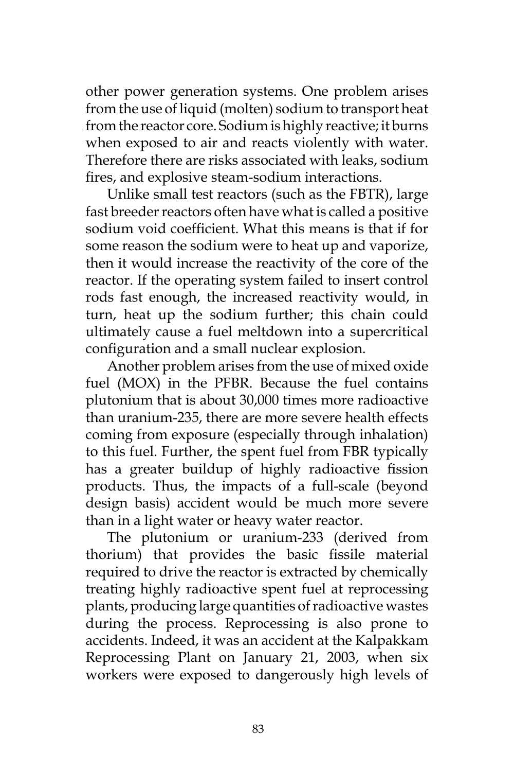other power generation systems. One problem arises from the use of liquid (molten) sodium to transport heat from the reactor core. Sodium is highly reactive; it burns when exposed to air and reacts violently with water. Therefore there are risks associated with leaks, sodium fires, and explosive steam-sodium interactions.

Unlike small test reactors (such as the FBTR), large fast breeder reactors often have what is called a positive sodium void coefficient. What this means is that if for some reason the sodium were to heat up and vaporize, then it would increase the reactivity of the core of the reactor. If the operating system failed to insert control rods fast enough, the increased reactivity would, in turn, heat up the sodium further; this chain could ultimately cause a fuel meltdown into a supercritical configuration and a small nuclear explosion.

Another problem arises from the use of mixed oxide fuel (MOX) in the PFBR. Because the fuel contains plutonium that is about 30,000 times more radioactive than uranium-235, there are more severe health effects coming from exposure (especially through inhalation) to this fuel. Further, the spent fuel from FBR typically has a greater buildup of highly radioactive fission products. Thus, the impacts of a full-scale (beyond design basis) accident would be much more severe than in a light water or heavy water reactor.

The plutonium or uranium-233 (derived from thorium) that provides the basic fissile material required to drive the reactor is extracted by chemically treating highly radioactive spent fuel at reprocessing plants, producing large quantities of radioactive wastes during the process. Reprocessing is also prone to accidents. Indeed, it was an accident at the Kalpakkam Reprocessing Plant on January 21, 2003, when six workers were exposed to dangerously high levels of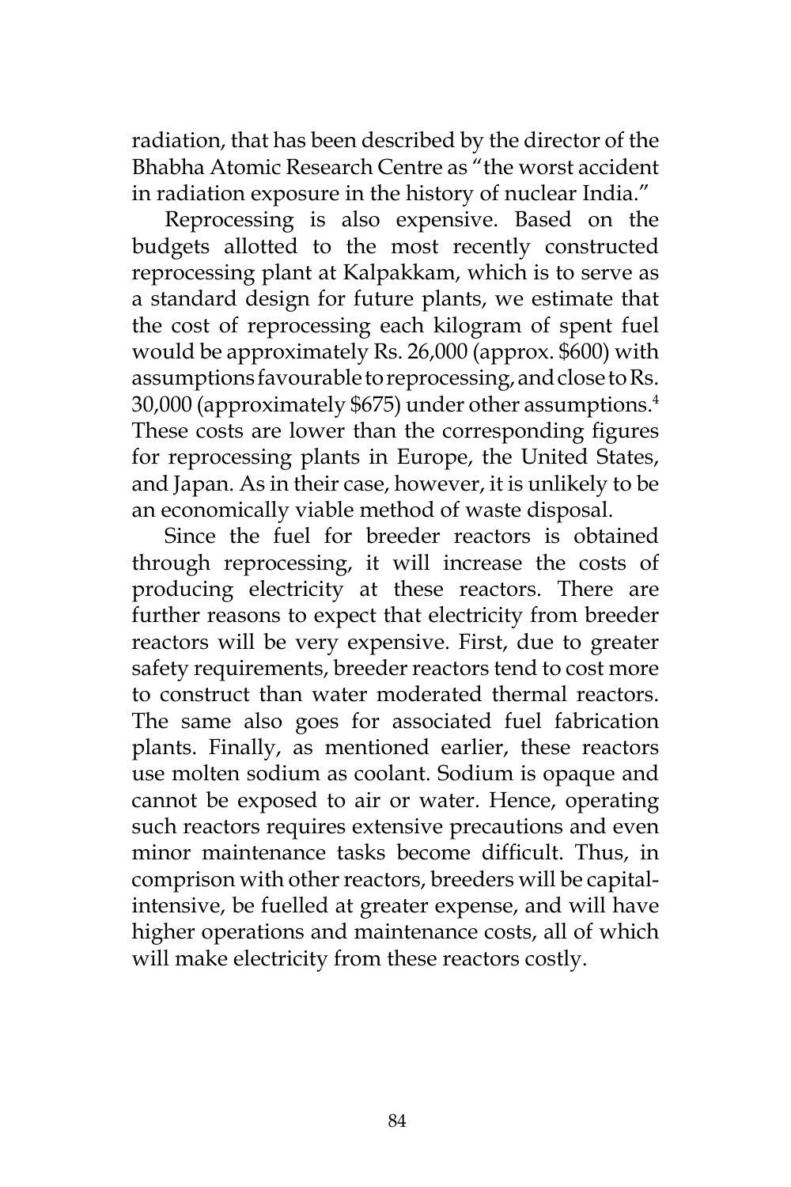radiation, that has been described by the director of the Bhabha Atomic Research Centre as "the worst accident in radiation exposure in the history of nuclear India."

Reprocessing is also expensive. Based on the budgets allotted to the most recently constructed reprocessing plant at Kalpakkam, which is to serve as a standard design for future plants, we estimate that the cost of reprocessing each kilogram of spent fuel would be approximately Rs. 26,000 (approx. $600) with assumptions favourable to reprocessing, and close to Rs. 30,000 (approximately $675) under other assumptions.[4] These costs are lower than the corresponding figures for reprocessing plants in Europe, the United States, and Japan. As in their case, however, it is unlikely to be an economically viable method of waste disposal.

Since the fuel for breeder reactors is obtained through reprocessing, it will increase the costs of producing electricity at these reactors. There are further reasons to expect that electricity from breeder reactors will be very expensive. First, due to greater safety requirements, breeder reactors tend to cost more to construct than water moderated thermal reactors. The same also goes for associated fuel fabrication plants. Finally, as mentioned earlier, these reactors use molten sodium as coolant. Sodium is opaque and cannot be exposed to air or water. Hence, operating such reactors requires extensive precautions and even minor maintenance tasks become difficult. Thus, in comprison with other reactors, breeders will be capital-intensive, be fuelled at greater expense, and will have higher operations and maintenance costs, all of which will make electricity from these reactors costly.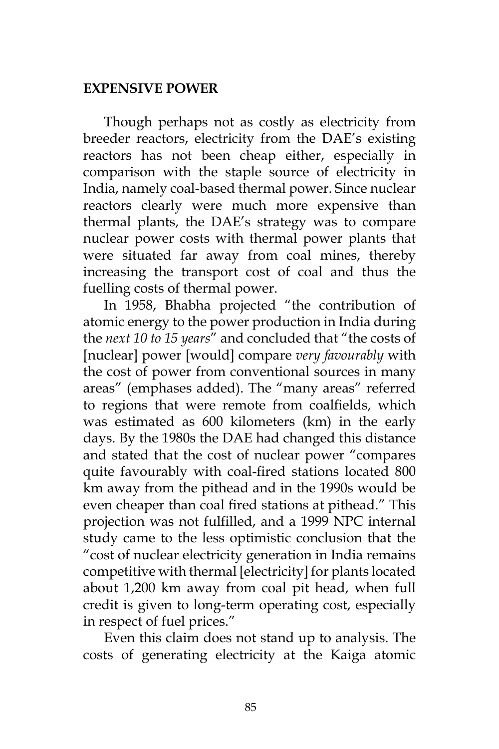## EXPENSIVE POWER

Though perhaps not as costly as electricity from breeder reactors, electricity from the DAE's existing reactors has not been cheap either, especially in comparison with the staple source of electricity in India, namely coal-based thermal power. Since nuclear reactors clearly were much more expensive than thermal plants, the DAE's strategy was to compare nuclear power costs with thermal power plants that were situated far away from coal mines, thereby increasing the transport cost of coal and thus the fuelling costs of thermal power.

In 1958, Bhabha projected "the contribution of atomic energy to the power production in India during the *next 10 to 15 years*" and concluded that "the costs of [nuclear] power [would] compare *very favourably* with the cost of power from conventional sources in many areas" (emphases added). The "many areas" referred to regions that were remote from coalfields, which was estimated as 600 kilometers (km) in the early days. By the 1980s the DAE had changed this distance and stated that the cost of nuclear power "compares quite favourably with coal-fired stations located 800 km away from the pithead and in the 1990s would be even cheaper than coal fired stations at pithead." This projection was not fulfilled, and a 1999 NPC internal study came to the less optimistic conclusion that the "cost of nuclear electricity generation in India remains competitive with thermal [electricity] for plants located about 1,200 km away from coal pit head, when full credit is given to long-term operating cost, especially in respect of fuel prices."

Even this claim does not stand up to analysis. The costs of generating electricity at the Kaiga atomic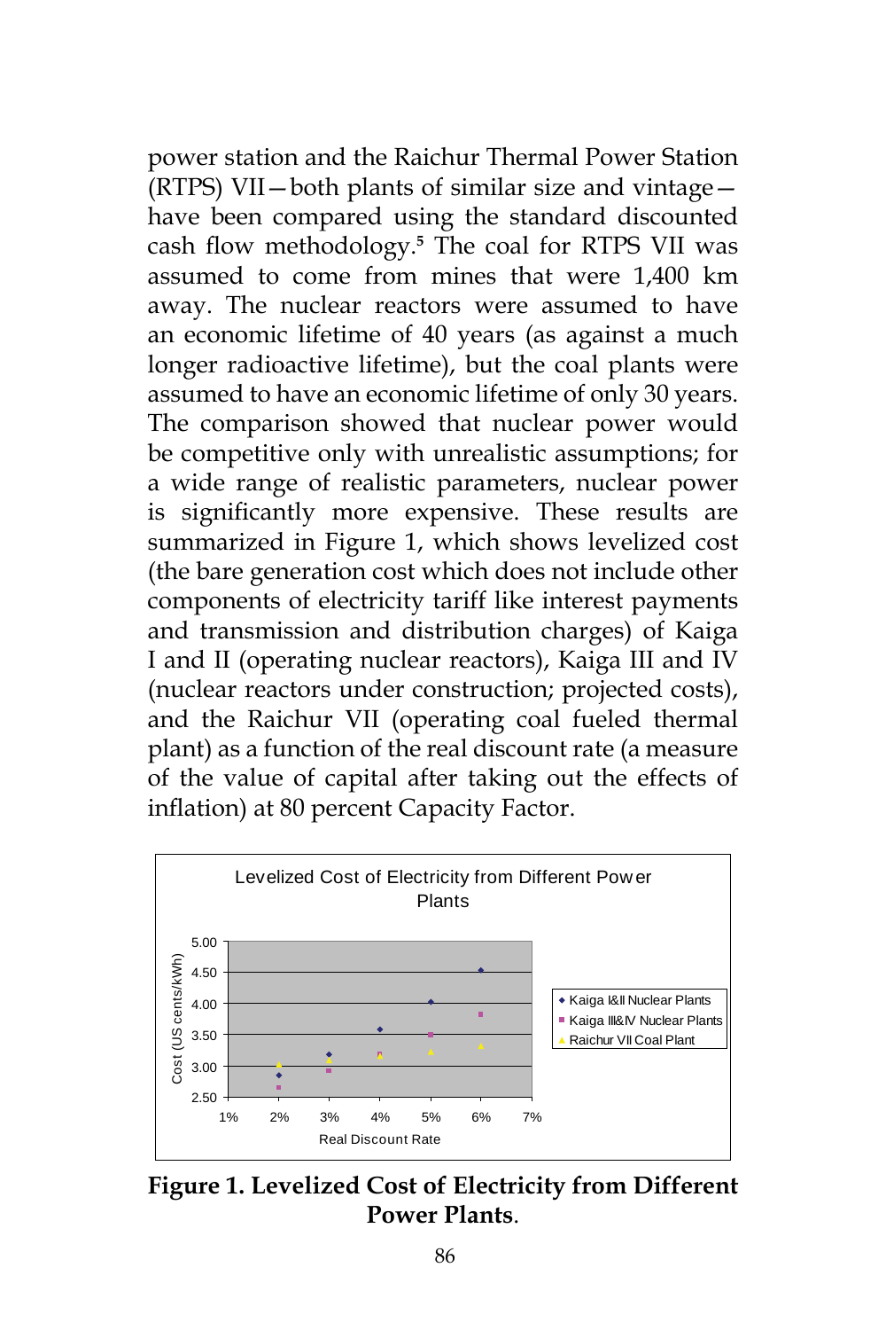power station and the Raichur Thermal Power Station (RTPS) VII—both plants of similar size and vintage—have been compared using the standard discounted cash flow methodology.[5] The coal for RTPS VII was assumed to come from mines that were 1,400 km away. The nuclear reactors were assumed to have an economic lifetime of 40 years (as against a much longer radioactive lifetime), but the coal plants were assumed to have an economic lifetime of only 30 years. The comparison showed that nuclear power would be competitive only with unrealistic assumptions; for a wide range of realistic parameters, nuclear power is significantly more expensive. These results are summarized in Figure 1, which shows levelized cost (the bare generation cost which does not include other components of electricity tariff like interest payments and transmission and distribution charges) of Kaiga I and II (operating nuclear reactors), Kaiga III and IV (nuclear reactors under construction; projected costs), and the Raichur VII (operating coal fueled thermal plant) as a function of the real discount rate (a measure of the value of capital after taking out the effects of inflation) at 80 percent Capacity Factor.

**Figure 1. Levelized Cost of Electricity from Different Power Plants**.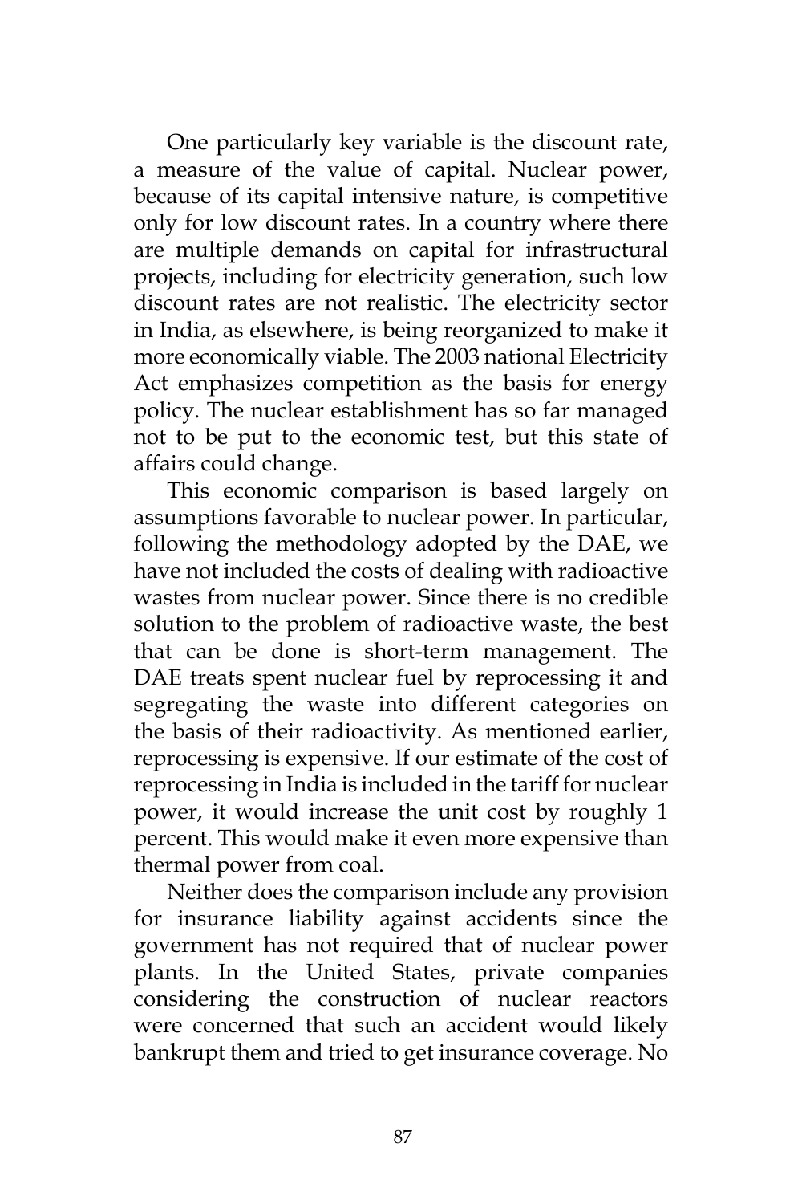One particularly key variable is the discount rate, a measure of the value of capital. Nuclear power, because of its capital intensive nature, is competitive only for low discount rates. In a country where there are multiple demands on capital for infrastructural projects, including for electricity generation, such low discount rates are not realistic. The electricity sector in India, as elsewhere, is being reorganized to make it more economically viable. The 2003 national Electricity Act emphasizes competition as the basis for energy policy. The nuclear establishment has so far managed not to be put to the economic test, but this state of affairs could change.

This economic comparison is based largely on assumptions favorable to nuclear power. In particular, following the methodology adopted by the DAE, we have not included the costs of dealing with radioactive wastes from nuclear power. Since there is no credible solution to the problem of radioactive waste, the best that can be done is short-term management. The DAE treats spent nuclear fuel by reprocessing it and segregating the waste into different categories on the basis of their radioactivity. As mentioned earlier, reprocessing is expensive. If our estimate of the cost of reprocessing in India is included in the tariff for nuclear power, it would increase the unit cost by roughly 1 percent. This would make it even more expensive than thermal power from coal.

Neither does the comparison include any provision for insurance liability against accidents since the government has not required that of nuclear power plants. In the United States, private companies considering the construction of nuclear reactors were concerned that such an accident would likely bankrupt them and tried to get insurance coverage. No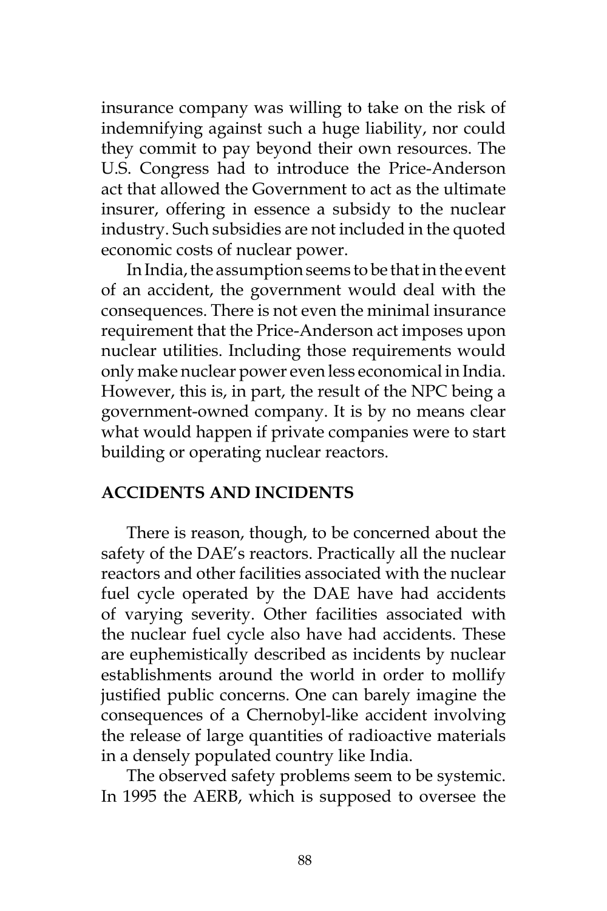insurance company was willing to take on the risk of indemnifying against such a huge liability, nor could they commit to pay beyond their own resources. The U.S. Congress had to introduce the Price-Anderson act that allowed the Government to act as the ultimate insurer, offering in essence a subsidy to the nuclear industry. Such subsidies are not included in the quoted economic costs of nuclear power.

In India, the assumption seems to be that in the event of an accident, the government would deal with the consequences. There is not even the minimal insurance requirement that the Price-Anderson act imposes upon nuclear utilities. Including those requirements would only make nuclear power even less economical in India. However, this is, in part, the result of the NPC being a government-owned company. It is by no means clear what would happen if private companies were to start building or operating nuclear reactors.

## ACCIDENTS AND INCIDENTS

There is reason, though, to be concerned about the safety of the DAE's reactors. Practically all the nuclear reactors and other facilities associated with the nuclear fuel cycle operated by the DAE have had accidents of varying severity. Other facilities associated with the nuclear fuel cycle also have had accidents. These are euphemistically described as incidents by nuclear establishments around the world in order to mollify justified public concerns. One can barely imagine the consequences of a Chernobyl-like accident involving the release of large quantities of radioactive materials in a densely populated country like India.

The observed safety problems seem to be systemic. In 1995 the AERB, which is supposed to oversee the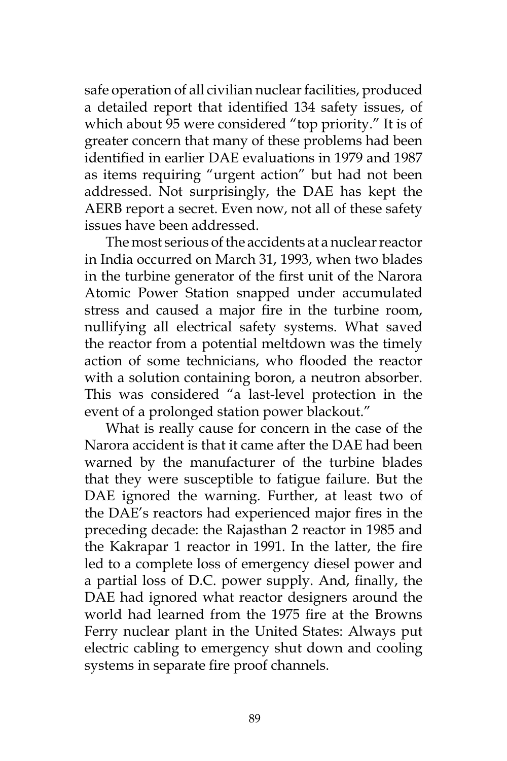safe operation of all civilian nuclear facilities, produced a detailed report that identified 134 safety issues, of which about 95 were considered "top priority." It is of greater concern that many of these problems had been identified in earlier DAE evaluations in 1979 and 1987 as items requiring "urgent action" but had not been addressed. Not surprisingly, the DAE has kept the AERB report a secret. Even now, not all of these safety issues have been addressed.

The most serious of the accidents at a nuclear reactor in India occurred on March 31, 1993, when two blades in the turbine generator of the first unit of the Narora Atomic Power Station snapped under accumulated stress and caused a major fire in the turbine room, nullifying all electrical safety systems. What saved the reactor from a potential meltdown was the timely action of some technicians, who flooded the reactor with a solution containing boron, a neutron absorber. This was considered "a last-level protection in the event of a prolonged station power blackout."

What is really cause for concern in the case of the Narora accident is that it came after the DAE had been warned by the manufacturer of the turbine blades that they were susceptible to fatigue failure. But the DAE ignored the warning. Further, at least two of the DAE's reactors had experienced major fires in the preceding decade: the Rajasthan 2 reactor in 1985 and the Kakrapar 1 reactor in 1991. In the latter, the fire led to a complete loss of emergency diesel power and a partial loss of D.C. power supply. And, finally, the DAE had ignored what reactor designers around the world had learned from the 1975 fire at the Browns Ferry nuclear plant in the United States: Always put electric cabling to emergency shut down and cooling systems in separate fire proof channels.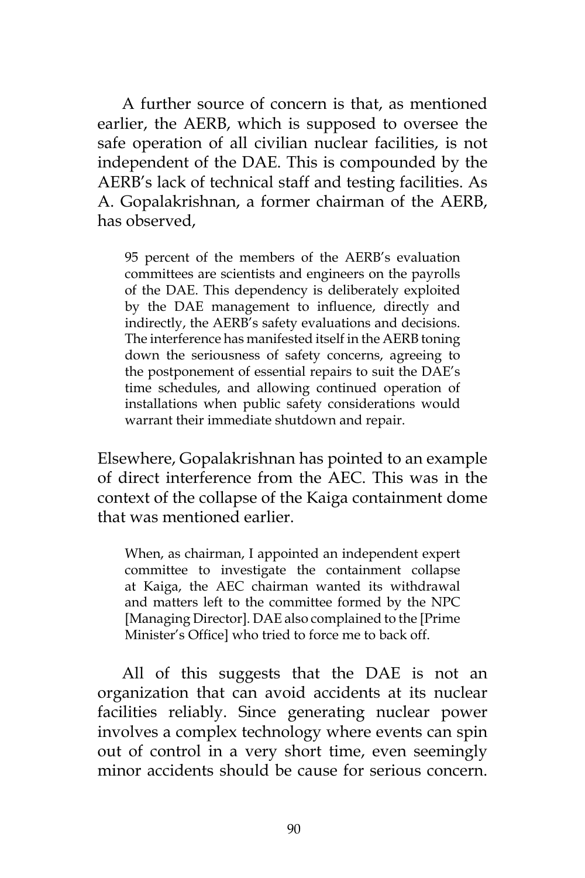A further source of concern is that, as mentioned earlier, the AERB, which is supposed to oversee the safe operation of all civilian nuclear facilities, is not independent of the DAE. This is compounded by the AERB's lack of technical staff and testing facilities. As A. Gopalakrishnan, a former chairman of the AERB, has observed,

> 95 percent of the members of the AERB's evaluation committees are scientists and engineers on the payrolls of the DAE. This dependency is deliberately exploited by the DAE management to influence, directly and indirectly, the AERB's safety evaluations and decisions. The interference has manifested itself in the AERB toning down the seriousness of safety concerns, agreeing to the postponement of essential repairs to suit the DAE's time schedules, and allowing continued operation of installations when public safety considerations would warrant their immediate shutdown and repair.

Elsewhere, Gopalakrishnan has pointed to an example of direct interference from the AEC. This was in the context of the collapse of the Kaiga containment dome that was mentioned earlier.

> When, as chairman, I appointed an independent expert committee to investigate the containment collapse at Kaiga, the AEC chairman wanted its withdrawal and matters left to the committee formed by the NPC [Managing Director]. DAE also complained to the [Prime Minister's Office] who tried to force me to back off.

All of this suggests that the DAE is not an organization that can avoid accidents at its nuclear facilities reliably. Since generating nuclear power involves a complex technology where events can spin out of control in a very short time, even seemingly minor accidents should be cause for serious concern.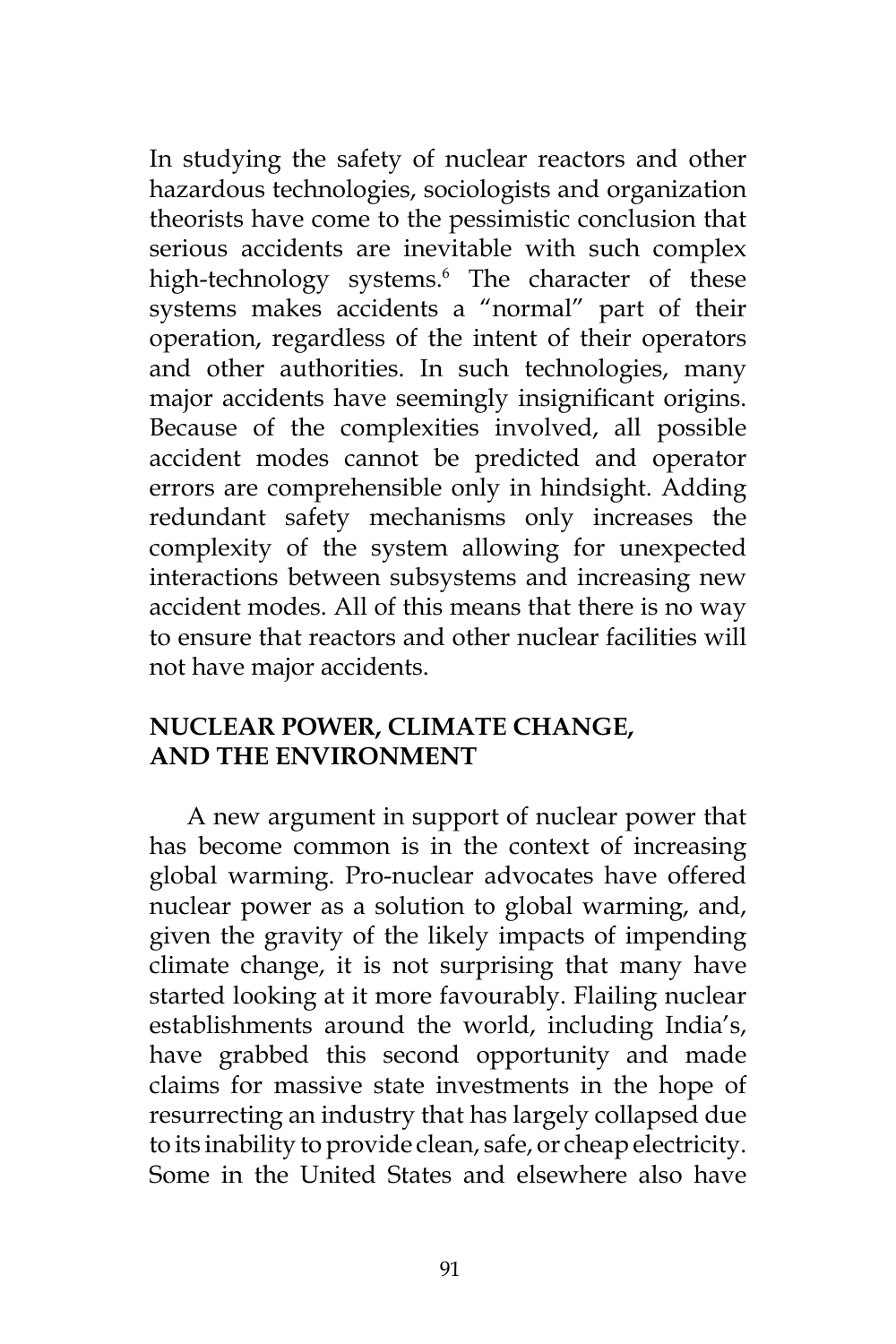In studying the safety of nuclear reactors and other hazardous technologies, sociologists and organization theorists have come to the pessimistic conclusion that serious accidents are inevitable with such complex high-technology systems.[6] The character of these systems makes accidents a "normal" part of their operation, regardless of the intent of their operators and other authorities. In such technologies, many major accidents have seemingly insignificant origins. Because of the complexities involved, all possible accident modes cannot be predicted and operator errors are comprehensible only in hindsight. Adding redundant safety mechanisms only increases the complexity of the system allowing for unexpected interactions between subsystems and increasing new accident modes. All of this means that there is no way to ensure that reactors and other nuclear facilities will not have major accidents.

## NUCLEAR POWER, CLIMATE CHANGE, AND THE ENVIRONMENT

A new argument in support of nuclear power that has become common is in the context of increasing global warming. Pro-nuclear advocates have offered nuclear power as a solution to global warming, and, given the gravity of the likely impacts of impending climate change, it is not surprising that many have started looking at it more favourably. Flailing nuclear establishments around the world, including India's, have grabbed this second opportunity and made claims for massive state investments in the hope of resurrecting an industry that has largely collapsed due to its inability to provide clean, safe, or cheap electricity. Some in the United States and elsewhere also have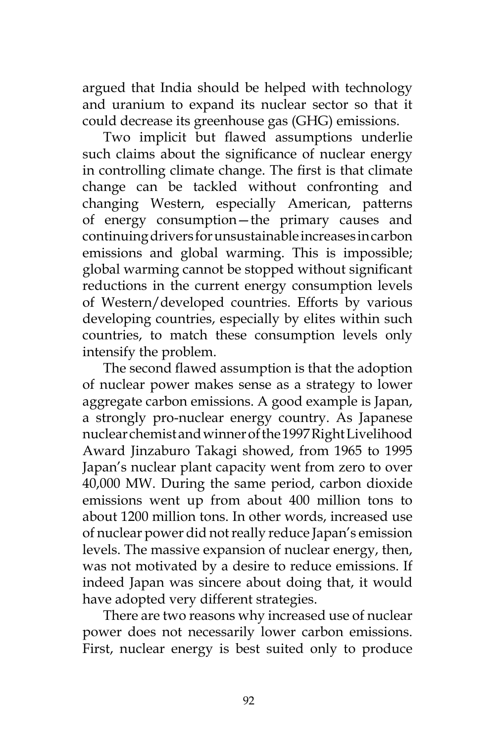argued that India should be helped with technology and uranium to expand its nuclear sector so that it could decrease its greenhouse gas (GHG) emissions.

Two implicit but flawed assumptions underlie such claims about the significance of nuclear energy in controlling climate change. The first is that climate change can be tackled without confronting and changing Western, especially American, patterns of energy consumption—the primary causes and continuing drivers for unsustainable increases in carbon emissions and global warming. This is impossible; global warming cannot be stopped without significant reductions in the current energy consumption levels of Western/developed countries. Efforts by various developing countries, especially by elites within such countries, to match these consumption levels only intensify the problem.

The second flawed assumption is that the adoption of nuclear power makes sense as a strategy to lower aggregate carbon emissions. A good example is Japan, a strongly pro-nuclear energy country. As Japanese nuclear chemist and winner of the 1997 Right Livelihood Award Jinzaburo Takagi showed, from 1965 to 1995 Japan's nuclear plant capacity went from zero to over 40,000 MW. During the same period, carbon dioxide emissions went up from about 400 million tons to about 1200 million tons. In other words, increased use of nuclear power did not really reduce Japan's emission levels. The massive expansion of nuclear energy, then, was not motivated by a desire to reduce emissions. If indeed Japan was sincere about doing that, it would have adopted very different strategies.

There are two reasons why increased use of nuclear power does not necessarily lower carbon emissions. First, nuclear energy is best suited only to produce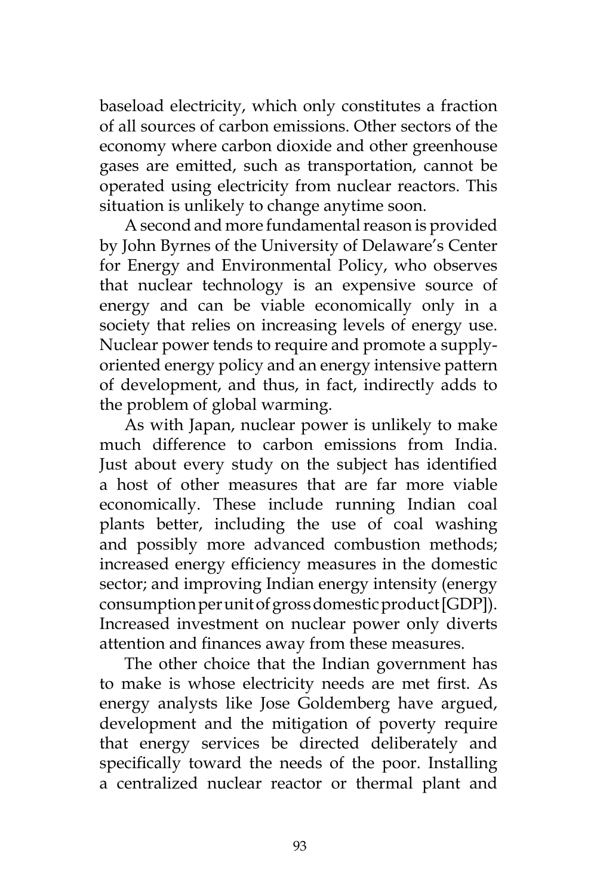baseload electricity, which only constitutes a fraction of all sources of carbon emissions. Other sectors of the economy where carbon dioxide and other greenhouse gases are emitted, such as transportation, cannot be operated using electricity from nuclear reactors. This situation is unlikely to change anytime soon.

A second and more fundamental reason is provided by John Byrnes of the University of Delaware's Center for Energy and Environmental Policy, who observes that nuclear technology is an expensive source of energy and can be viable economically only in a society that relies on increasing levels of energy use. Nuclear power tends to require and promote a supply-oriented energy policy and an energy intensive pattern of development, and thus, in fact, indirectly adds to the problem of global warming.

As with Japan, nuclear power is unlikely to make much difference to carbon emissions from India. Just about every study on the subject has identified a host of other measures that are far more viable economically. These include running Indian coal plants better, including the use of coal washing and possibly more advanced combustion methods; increased energy efficiency measures in the domestic sector; and improving Indian energy intensity (energy consumption per unit of gross domestic product [GDP]). Increased investment on nuclear power only diverts attention and finances away from these measures.

The other choice that the Indian government has to make is whose electricity needs are met first. As energy analysts like Jose Goldemberg have argued, development and the mitigation of poverty require that energy services be directed deliberately and specifically toward the needs of the poor. Installing a centralized nuclear reactor or thermal plant and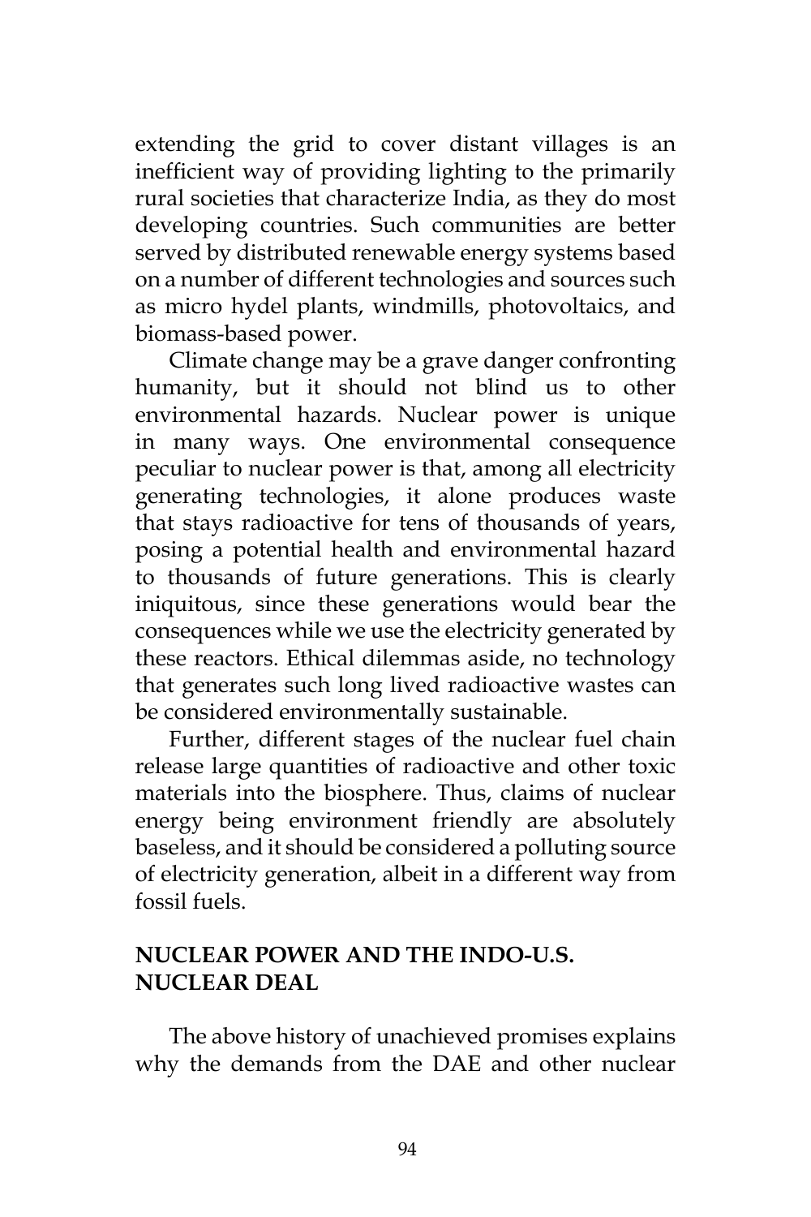extending the grid to cover distant villages is an inefficient way of providing lighting to the primarily rural societies that characterize India, as they do most developing countries. Such communities are better served by distributed renewable energy systems based on a number of different technologies and sources such as micro hydel plants, windmills, photovoltaics, and biomass-based power.

Climate change may be a grave danger confronting humanity, but it should not blind us to other environmental hazards. Nuclear power is unique in many ways. One environmental consequence peculiar to nuclear power is that, among all electricity generating technologies, it alone produces waste that stays radioactive for tens of thousands of years, posing a potential health and environmental hazard to thousands of future generations. This is clearly iniquitous, since these generations would bear the consequences while we use the electricity generated by these reactors. Ethical dilemmas aside, no technology that generates such long lived radioactive wastes can be considered environmentally sustainable.

Further, different stages of the nuclear fuel chain release large quantities of radioactive and other toxic materials into the biosphere. Thus, claims of nuclear energy being environment friendly are absolutely baseless, and it should be considered a polluting source of electricity generation, albeit in a different way from fossil fuels.

## NUCLEAR POWER AND THE INDO-U.S. NUCLEAR DEAL

The above history of unachieved promises explains why the demands from the DAE and other nuclear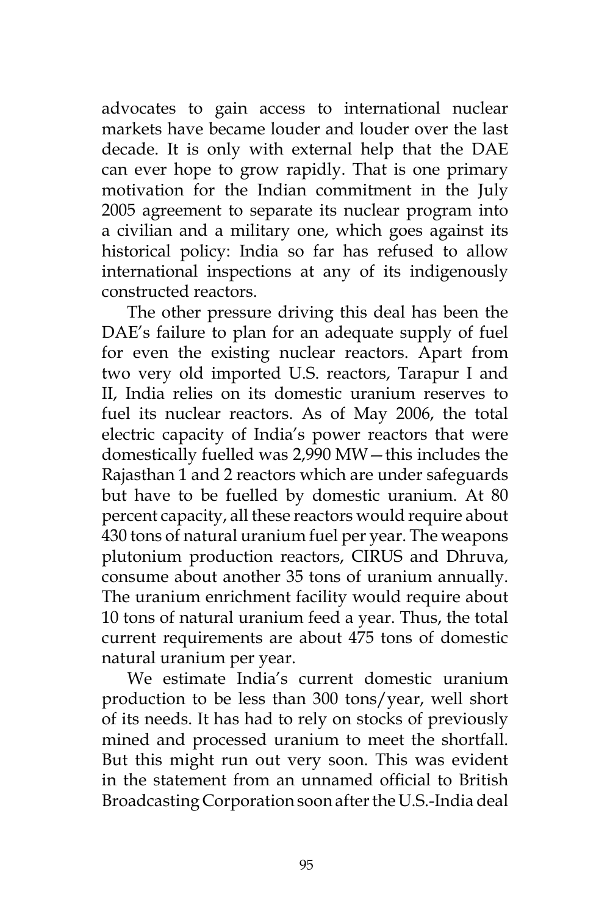advocates to gain access to international nuclear markets have became louder and louder over the last decade. It is only with external help that the DAE can ever hope to grow rapidly. That is one primary motivation for the Indian commitment in the July 2005 agreement to separate its nuclear program into a civilian and a military one, which goes against its historical policy: India so far has refused to allow international inspections at any of its indigenously constructed reactors.

The other pressure driving this deal has been the DAE's failure to plan for an adequate supply of fuel for even the existing nuclear reactors. Apart from two very old imported U.S. reactors, Tarapur I and II, India relies on its domestic uranium reserves to fuel its nuclear reactors. As of May 2006, the total electric capacity of India's power reactors that were domestically fuelled was 2,990 MW—this includes the Rajasthan 1 and 2 reactors which are under safeguards but have to be fuelled by domestic uranium. At 80 percent capacity, all these reactors would require about 430 tons of natural uranium fuel per year. The weapons plutonium production reactors, CIRUS and Dhruva, consume about another 35 tons of uranium annually. The uranium enrichment facility would require about 10 tons of natural uranium feed a year. Thus, the total current requirements are about 475 tons of domestic natural uranium per year.

We estimate India's current domestic uranium production to be less than 300 tons/year, well short of its needs. It has had to rely on stocks of previously mined and processed uranium to meet the shortfall. But this might run out very soon. This was evident in the statement from an unnamed official to British Broadcasting Corporation soon after the U.S.-India deal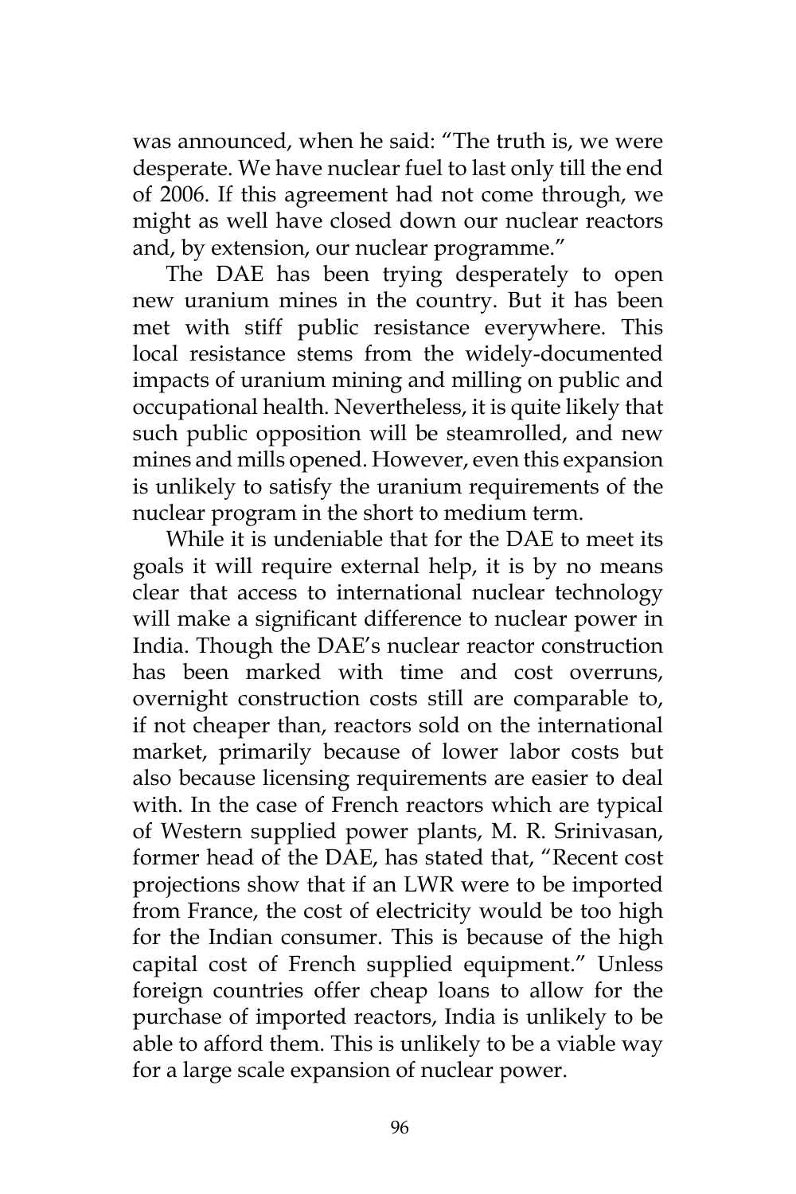was announced, when he said: "The truth is, we were desperate. We have nuclear fuel to last only till the end of 2006. If this agreement had not come through, we might as well have closed down our nuclear reactors and, by extension, our nuclear programme."

The DAE has been trying desperately to open new uranium mines in the country. But it has been met with stiff public resistance everywhere. This local resistance stems from the widely-documented impacts of uranium mining and milling on public and occupational health. Nevertheless, it is quite likely that such public opposition will be steamrolled, and new mines and mills opened. However, even this expansion is unlikely to satisfy the uranium requirements of the nuclear program in the short to medium term.

While it is undeniable that for the DAE to meet its goals it will require external help, it is by no means clear that access to international nuclear technology will make a significant difference to nuclear power in India. Though the DAE's nuclear reactor construction has been marked with time and cost overruns, overnight construction costs still are comparable to, if not cheaper than, reactors sold on the international market, primarily because of lower labor costs but also because licensing requirements are easier to deal with. In the case of French reactors which are typical of Western supplied power plants, M. R. Srinivasan, former head of the DAE, has stated that, "Recent cost projections show that if an LWR were to be imported from France, the cost of electricity would be too high for the Indian consumer. This is because of the high capital cost of French supplied equipment." Unless foreign countries offer cheap loans to allow for the purchase of imported reactors, India is unlikely to be able to afford them. This is unlikely to be a viable way for a large scale expansion of nuclear power.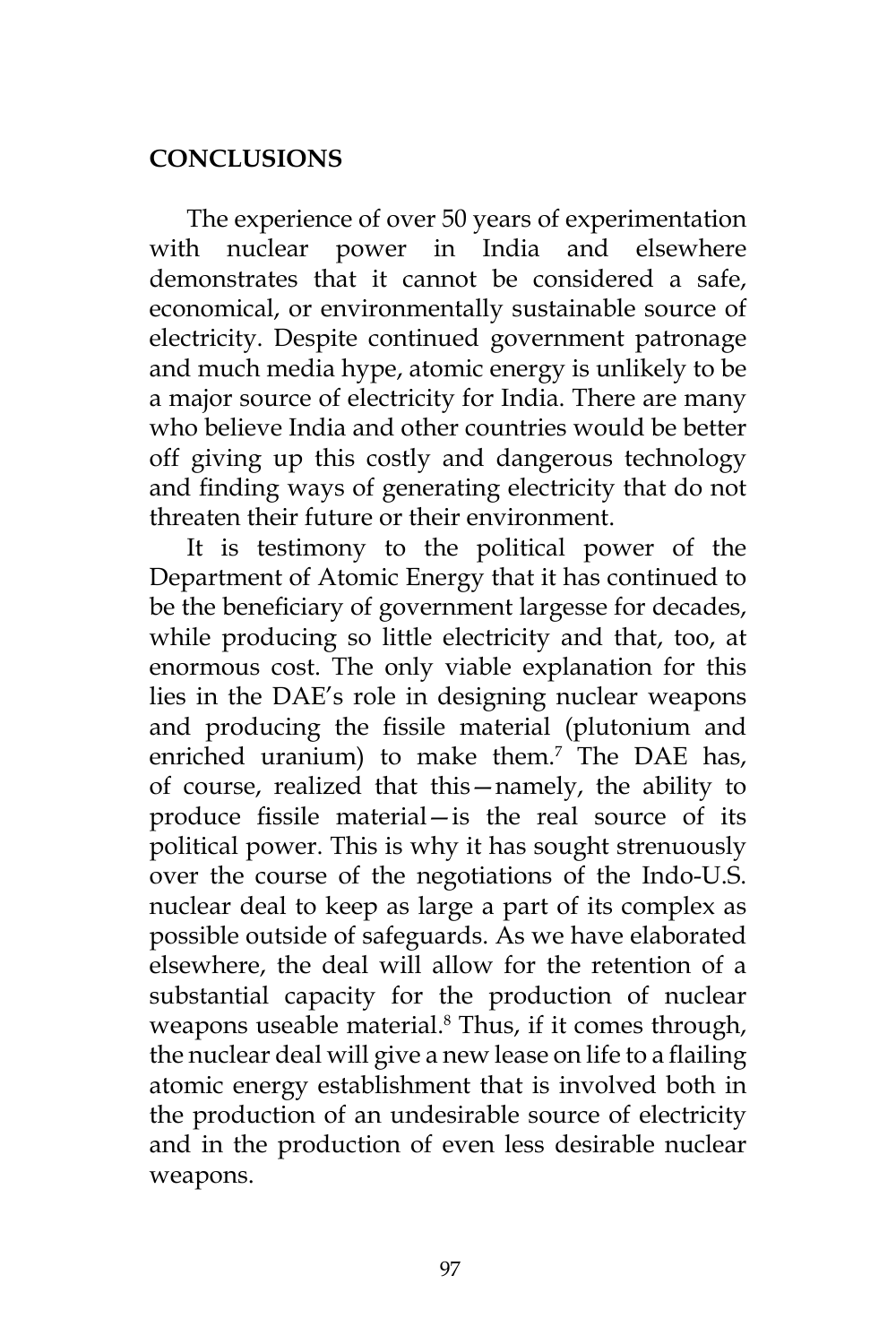## CONCLUSIONS

The experience of over 50 years of experimentation with nuclear power in India and elsewhere demonstrates that it cannot be considered a safe, economical, or environmentally sustainable source of electricity. Despite continued government patronage and much media hype, atomic energy is unlikely to be a major source of electricity for India. There are many who believe India and other countries would be better off giving up this costly and dangerous technology and finding ways of generating electricity that do not threaten their future or their environment.

It is testimony to the political power of the Department of Atomic Energy that it has continued to be the beneficiary of government largesse for decades, while producing so little electricity and that, too, at enormous cost. The only viable explanation for this lies in the DAE's role in designing nuclear weapons and producing the fissile material (plutonium and enriched uranium) to make them.[7] The DAE has, of course, realized that this—namely, the ability to produce fissile material—is the real source of its political power. This is why it has sought strenuously over the course of the negotiations of the Indo-U.S. nuclear deal to keep as large a part of its complex as possible outside of safeguards. As we have elaborated elsewhere, the deal will allow for the retention of a substantial capacity for the production of nuclear weapons useable material.[8] Thus, if it comes through, the nuclear deal will give a new lease on life to a flailing atomic energy establishment that is involved both in the production of an undesirable source of electricity and in the production of even less desirable nuclear weapons.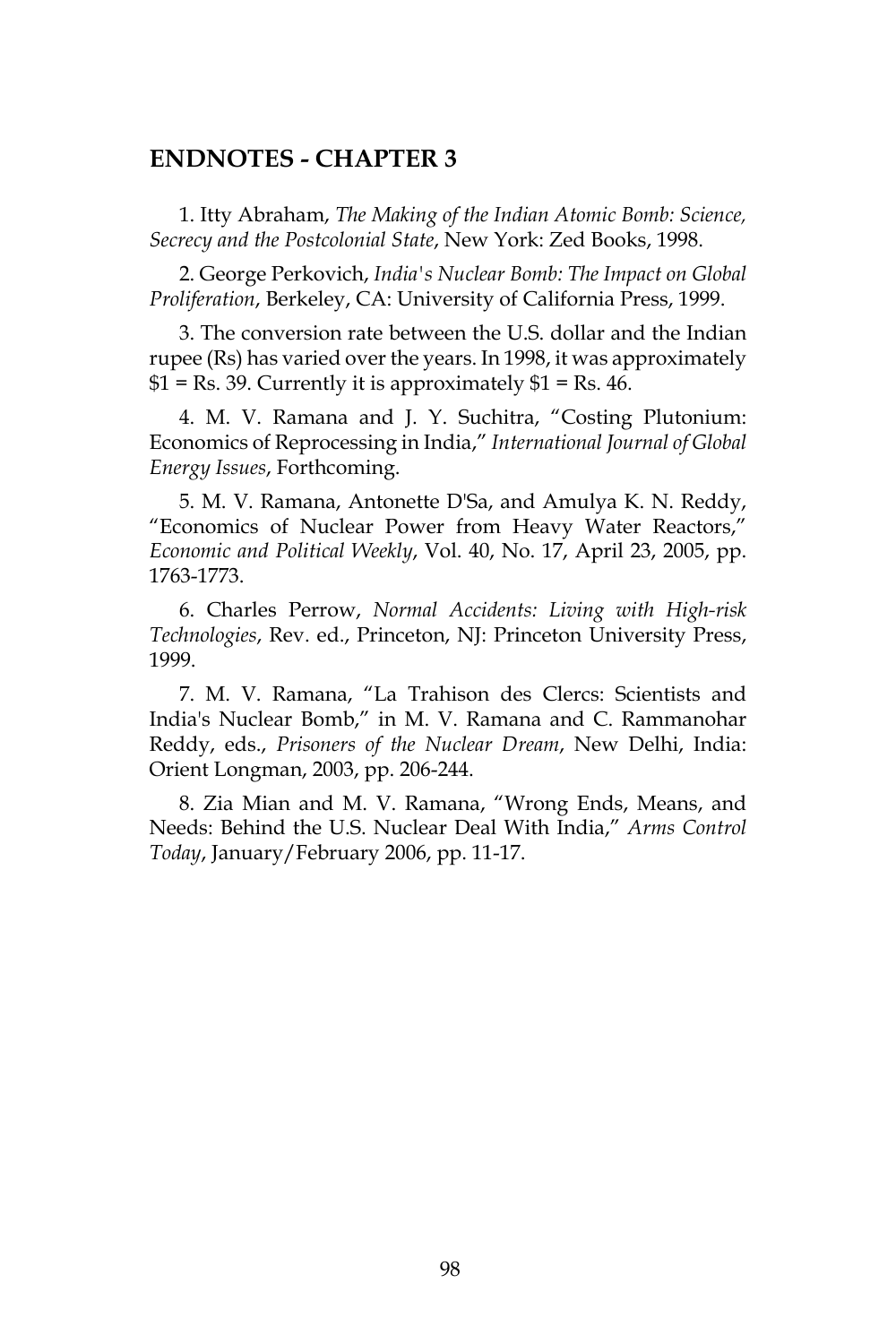## ENDNOTES - CHAPTER 3

1. Itty Abraham, *The Making of the Indian Atomic Bomb: Science, Secrecy and the Postcolonial State*, New York: Zed Books, 1998.

2. George Perkovich, *India's Nuclear Bomb: The Impact on Global Proliferation*, Berkeley, CA: University of California Press, 1999.

3. The conversion rate between the U.S. dollar and the Indian rupee (Rs) has varied over the years. In 1998, it was approximately $1 = Rs. 39. Currently it is approximately $1 = Rs. 46.

4. M. V. Ramana and J. Y. Suchitra, "Costing Plutonium: Economics of Reprocessing in India," *International Journal of Global Energy Issues*, Forthcoming.

5. M. V. Ramana, Antonette D'Sa, and Amulya K. N. Reddy, "Economics of Nuclear Power from Heavy Water Reactors," *Economic and Political Weekly*, Vol. 40, No. 17, April 23, 2005, pp. 1763-1773.

6. Charles Perrow, *Normal Accidents: Living with High-risk Technologies*, Rev. ed., Princeton, NJ: Princeton University Press, 1999.

7. M. V. Ramana, "La Trahison des Clercs: Scientists and India's Nuclear Bomb," in M. V. Ramana and C. Rammanohar Reddy, eds., *Prisoners of the Nuclear Dream*, New Delhi, India: Orient Longman, 2003, pp. 206-244.

8. Zia Mian and M. V. Ramana, "Wrong Ends, Means, and Needs: Behind the U.S. Nuclear Deal With India," *Arms Control Today*, January/February 2006, pp. 11-17.